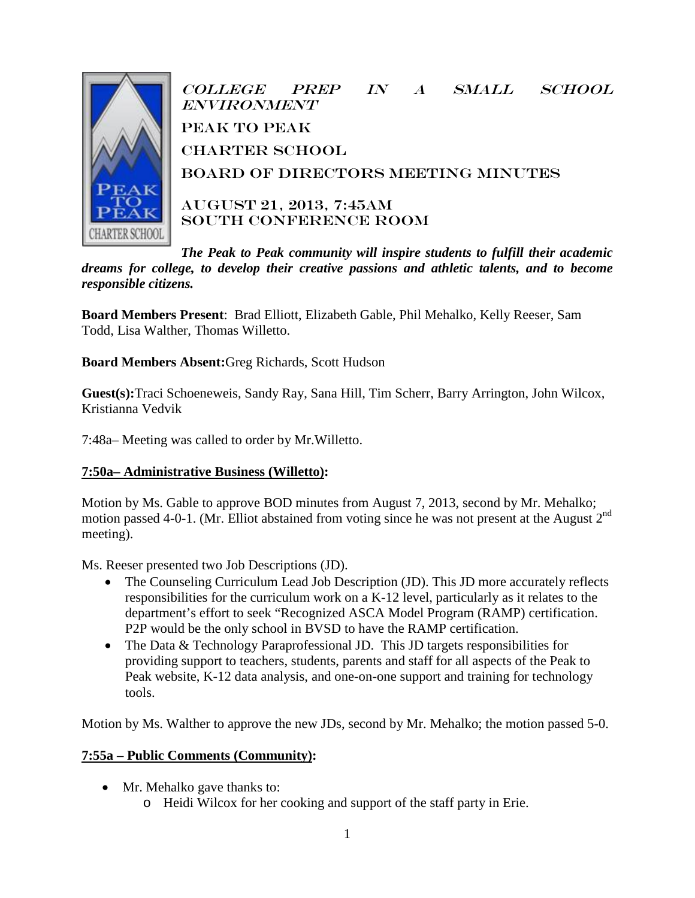# College Prep in a Small School Environment

# Peak to Peak Charter School

## Board of Directors Meeting Minutes

## August 21, 2013, 7:45AM
## South Conference Room

***The Peak to Peak community will inspire students to fulfill their academic dreams for college, to develop their creative passions and athletic talents, and to become responsible citizens.***

**Board Members Present**: Brad Elliott, Elizabeth Gable, Phil Mehalko, Kelly Reeser, Sam Todd, Lisa Walther, Thomas Willetto.

**Board Members Absent:** Greg Richards, Scott Hudson

**Guest(s):** Traci Schoeneweis, Sandy Ray, Sana Hill, Tim Scherr, Barry Arrington, John Wilcox, Kristianna Vedvik

7:48a– Meeting was called to order by Mr.Willetto.

**7:50a– Administrative Business (Willetto):**

Motion by Ms. Gable to approve BOD minutes from August 7, 2013, second by Mr. Mehalko; motion passed 4-0-1. (Mr. Elliot abstained from voting since he was not present at the August 2nd meeting).

Ms. Reeser presented two Job Descriptions (JD).

- The Counseling Curriculum Lead Job Description (JD). This JD more accurately reflects responsibilities for the curriculum work on a K-12 level, particularly as it relates to the department's effort to seek "Recognized ASCA Model Program (RAMP) certification. P2P would be the only school in BVSD to have the RAMP certification.
- The Data & Technology Paraprofessional JD. This JD targets responsibilities for providing support to teachers, students, parents and staff for all aspects of the Peak to Peak website, K-12 data analysis, and one-on-one support and training for technology tools.

Motion by Ms. Walther to approve the new JDs, second by Mr. Mehalko; the motion passed 5-0.

**7:55a – Public Comments (Community):**

- Mr. Mehalko gave thanks to:
  - Heidi Wilcox for her cooking and support of the staff party in Erie.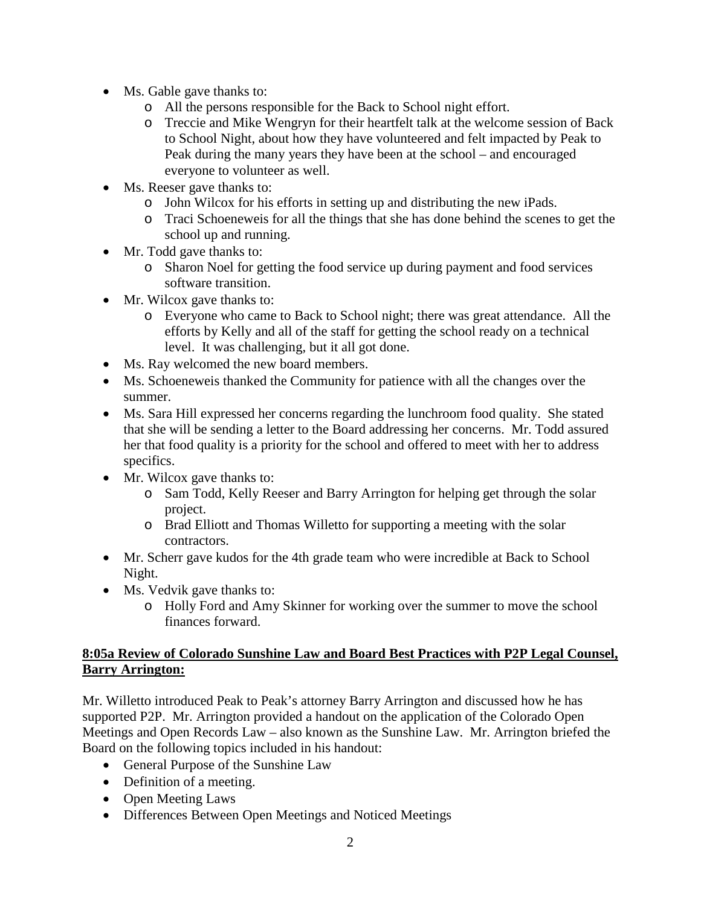- Ms. Gable gave thanks to:
  - All the persons responsible for the Back to School night effort.
  - Treccie and Mike Wengryn for their heartfelt talk at the welcome session of Back to School Night, about how they have volunteered and felt impacted by Peak to Peak during the many years they have been at the school – and encouraged everyone to volunteer as well.
- Ms. Reeser gave thanks to:
  - John Wilcox for his efforts in setting up and distributing the new iPads.
  - Traci Schoeneweis for all the things that she has done behind the scenes to get the school up and running.
- Mr. Todd gave thanks to:
  - Sharon Noel for getting the food service up during payment and food services software transition.
- Mr. Wilcox gave thanks to:
  - Everyone who came to Back to School night; there was great attendance. All the efforts by Kelly and all of the staff for getting the school ready on a technical level. It was challenging, but it all got done.
- Ms. Ray welcomed the new board members.
- Ms. Schoeneweis thanked the Community for patience with all the changes over the summer.
- Ms. Sara Hill expressed her concerns regarding the lunchroom food quality. She stated that she will be sending a letter to the Board addressing her concerns. Mr. Todd assured her that food quality is a priority for the school and offered to meet with her to address specifics.
- Mr. Wilcox gave thanks to:
  - Sam Todd, Kelly Reeser and Barry Arrington for helping get through the solar project.
  - Brad Elliott and Thomas Willetto for supporting a meeting with the solar contractors.
- Mr. Scherr gave kudos for the 4th grade team who were incredible at Back to School Night.
- Ms. Vedvik gave thanks to:
  - Holly Ford and Amy Skinner for working over the summer to move the school finances forward.

**8:05a Review of Colorado Sunshine Law and Board Best Practices with P2P Legal Counsel, Barry Arrington:**

Mr. Willetto introduced Peak to Peak's attorney Barry Arrington and discussed how he has supported P2P. Mr. Arrington provided a handout on the application of the Colorado Open Meetings and Open Records Law – also known as the Sunshine Law. Mr. Arrington briefed the Board on the following topics included in his handout:

- General Purpose of the Sunshine Law
- Definition of a meeting.
- Open Meeting Laws
- Differences Between Open Meetings and Noticed Meetings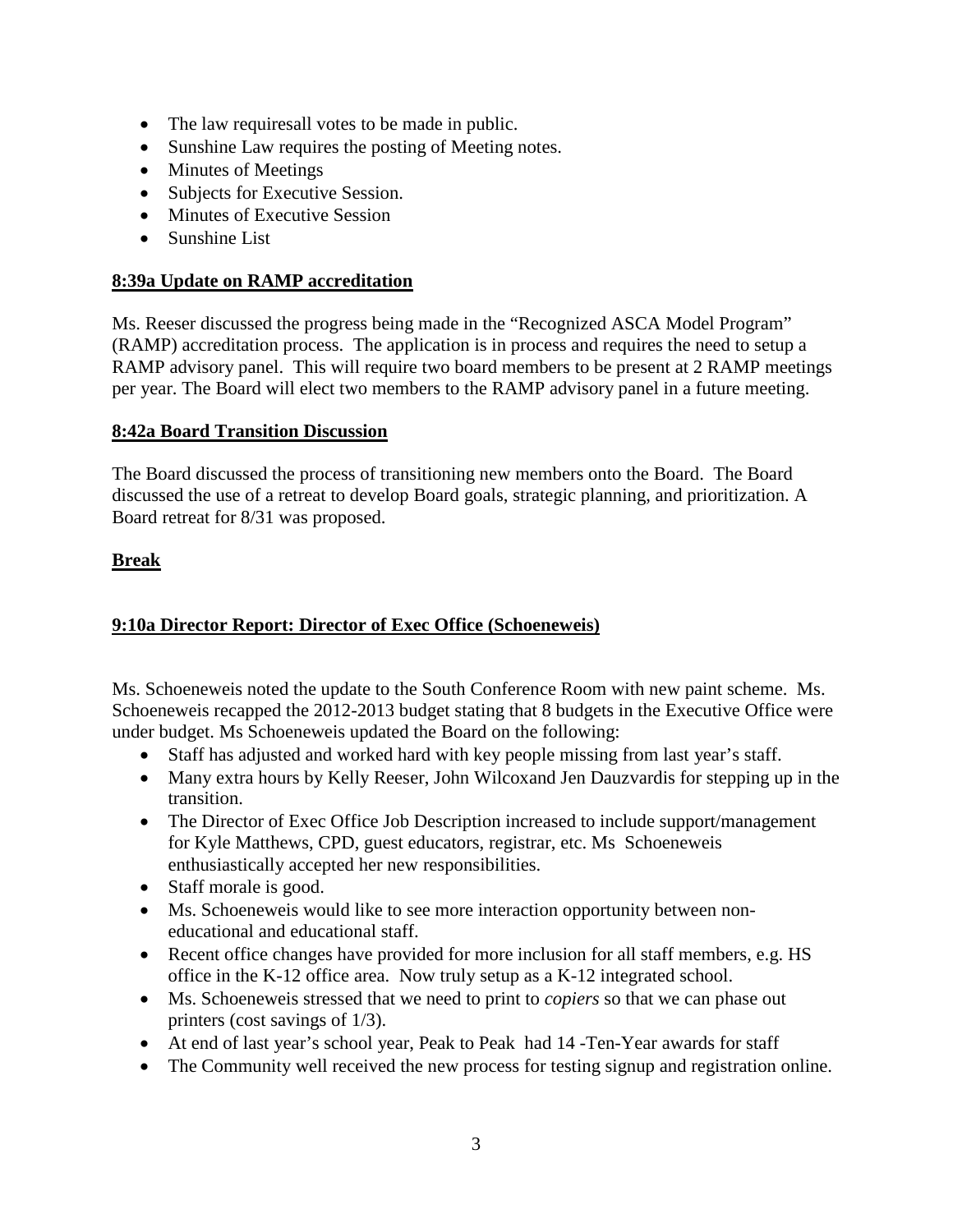- The law requiresall votes to be made in public.
- Sunshine Law requires the posting of Meeting notes.
- Minutes of Meetings
- Subjects for Executive Session.
- Minutes of Executive Session
- Sunshine List

**8:39a Update on RAMP accreditation**

Ms. Reeser discussed the progress being made in the "Recognized ASCA Model Program" (RAMP) accreditation process. The application is in process and requires the need to setup a RAMP advisory panel. This will require two board members to be present at 2 RAMP meetings per year. The Board will elect two members to the RAMP advisory panel in a future meeting.

**8:42a Board Transition Discussion**

The Board discussed the process of transitioning new members onto the Board. The Board discussed the use of a retreat to develop Board goals, strategic planning, and prioritization. A Board retreat for 8/31 was proposed.

**Break**

**9:10a Director Report: Director of Exec Office (Schoeneweis)**

Ms. Schoeneweis noted the update to the South Conference Room with new paint scheme. Ms. Schoeneweis recapped the 2012-2013 budget stating that 8 budgets in the Executive Office were under budget. Ms Schoeneweis updated the Board on the following:

- Staff has adjusted and worked hard with key people missing from last year's staff.
- Many extra hours by Kelly Reeser, John Wilcoxand Jen Dauzvardis for stepping up in the transition.
- The Director of Exec Office Job Description increased to include support/management for Kyle Matthews, CPD, guest educators, registrar, etc. Ms Schoeneweis enthusiastically accepted her new responsibilities.
- Staff morale is good.
- Ms. Schoeneweis would like to see more interaction opportunity between non-educational and educational staff.
- Recent office changes have provided for more inclusion for all staff members, e.g. HS office in the K-12 office area. Now truly setup as a K-12 integrated school.
- Ms. Schoeneweis stressed that we need to print to *copiers* so that we can phase out printers (cost savings of 1/3).
- At end of last year's school year, Peak to Peak had 14 -Ten-Year awards for staff
- The Community well received the new process for testing signup and registration online.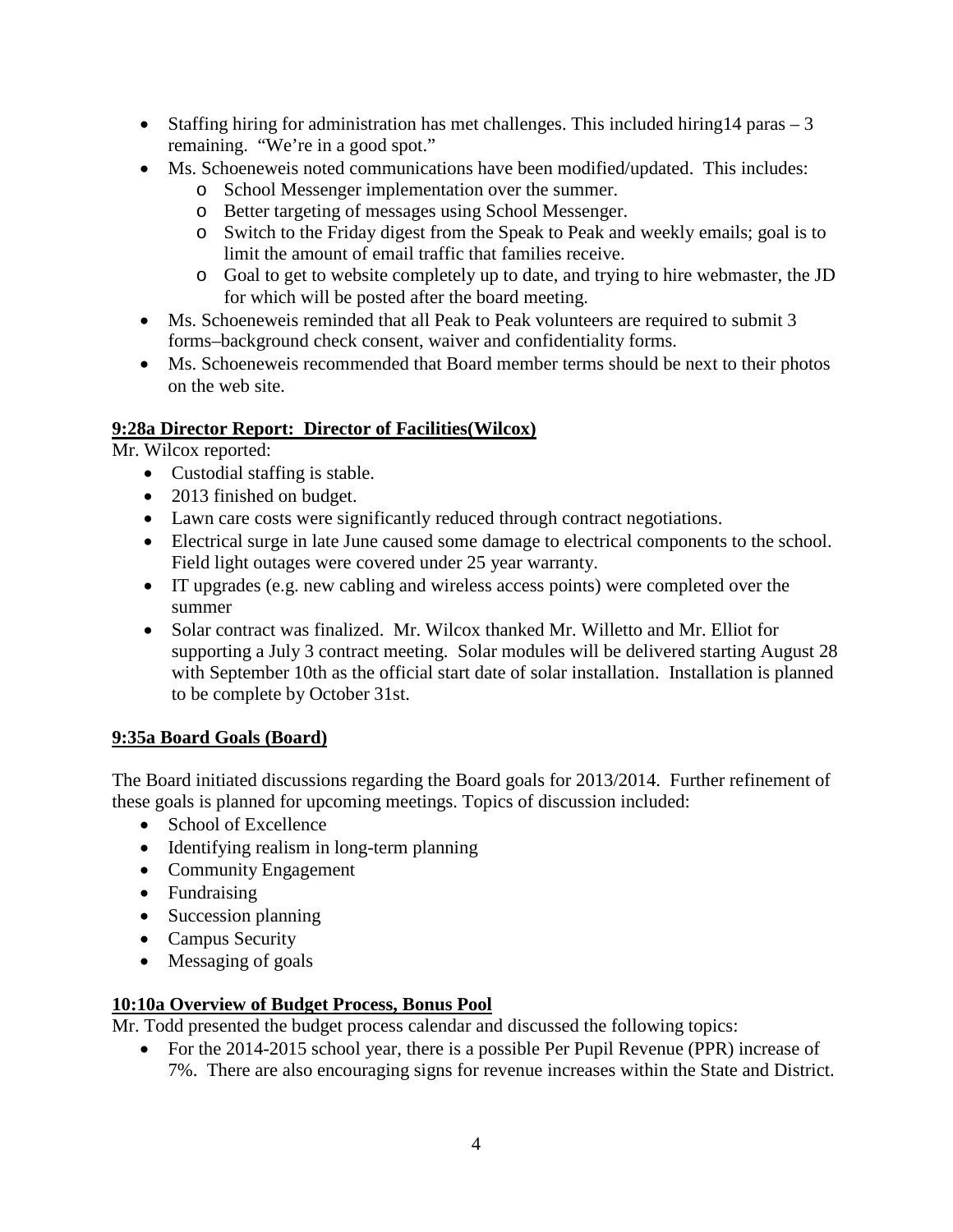- Staffing hiring for administration has met challenges. This included hiring14 paras – 3 remaining. "We're in a good spot."
- Ms. Schoeneweis noted communications have been modified/updated. This includes:
  - School Messenger implementation over the summer.
  - Better targeting of messages using School Messenger.
  - Switch to the Friday digest from the Speak to Peak and weekly emails; goal is to limit the amount of email traffic that families receive.
  - Goal to get to website completely up to date, and trying to hire webmaster, the JD for which will be posted after the board meeting.
- Ms. Schoeneweis reminded that all Peak to Peak volunteers are required to submit 3 forms–background check consent, waiver and confidentiality forms.
- Ms. Schoeneweis recommended that Board member terms should be next to their photos on the web site.

**9:28a Director Report: Director of Facilities(Wilcox)**

Mr. Wilcox reported:

- Custodial staffing is stable.
- 2013 finished on budget.
- Lawn care costs were significantly reduced through contract negotiations.
- Electrical surge in late June caused some damage to electrical components to the school. Field light outages were covered under 25 year warranty.
- IT upgrades (e.g. new cabling and wireless access points) were completed over the summer
- Solar contract was finalized. Mr. Wilcox thanked Mr. Willetto and Mr. Elliot for supporting a July 3 contract meeting. Solar modules will be delivered starting August 28 with September 10th as the official start date of solar installation. Installation is planned to be complete by October 31st.

**9:35a Board Goals (Board)**

The Board initiated discussions regarding the Board goals for 2013/2014. Further refinement of these goals is planned for upcoming meetings. Topics of discussion included:

- School of Excellence
- Identifying realism in long-term planning
- Community Engagement
- Fundraising
- Succession planning
- Campus Security
- Messaging of goals

**10:10a Overview of Budget Process, Bonus Pool**

Mr. Todd presented the budget process calendar and discussed the following topics:

- For the 2014-2015 school year, there is a possible Per Pupil Revenue (PPR) increase of 7%. There are also encouraging signs for revenue increases within the State and District.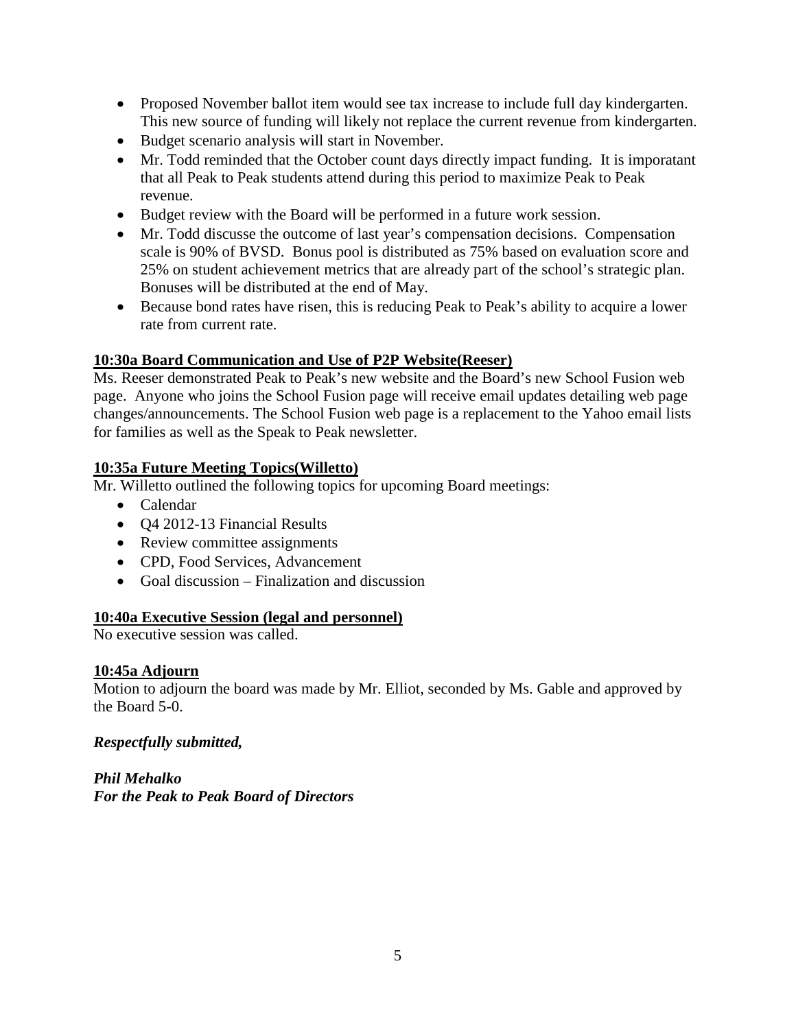- Proposed November ballot item would see tax increase to include full day kindergarten. This new source of funding will likely not replace the current revenue from kindergarten.
- Budget scenario analysis will start in November.
- Mr. Todd reminded that the October count days directly impact funding. It is imporatant that all Peak to Peak students attend during this period to maximize Peak to Peak revenue.
- Budget review with the Board will be performed in a future work session.
- Mr. Todd discusse the outcome of last year's compensation decisions. Compensation scale is 90% of BVSD. Bonus pool is distributed as 75% based on evaluation score and 25% on student achievement metrics that are already part of the school's strategic plan. Bonuses will be distributed at the end of May.
- Because bond rates have risen, this is reducing Peak to Peak's ability to acquire a lower rate from current rate.

**10:30a Board Communication and Use of P2P Website(Reeser)**

Ms. Reeser demonstrated Peak to Peak's new website and the Board's new School Fusion web page. Anyone who joins the School Fusion page will receive email updates detailing web page changes/announcements. The School Fusion web page is a replacement to the Yahoo email lists for families as well as the Speak to Peak newsletter.

**10:35a Future Meeting Topics(Willetto)**

Mr. Willetto outlined the following topics for upcoming Board meetings:

- Calendar
- Q4 2012-13 Financial Results
- Review committee assignments
- CPD, Food Services, Advancement
- Goal discussion – Finalization and discussion

**10:40a Executive Session (legal and personnel)**

No executive session was called.

**10:45a Adjourn**

Motion to adjourn the board was made by Mr. Elliot, seconded by Ms. Gable and approved by the Board 5-0.

***Respectfully submitted,***

***Phil Mehalko***
***For the Peak to Peak Board of Directors***